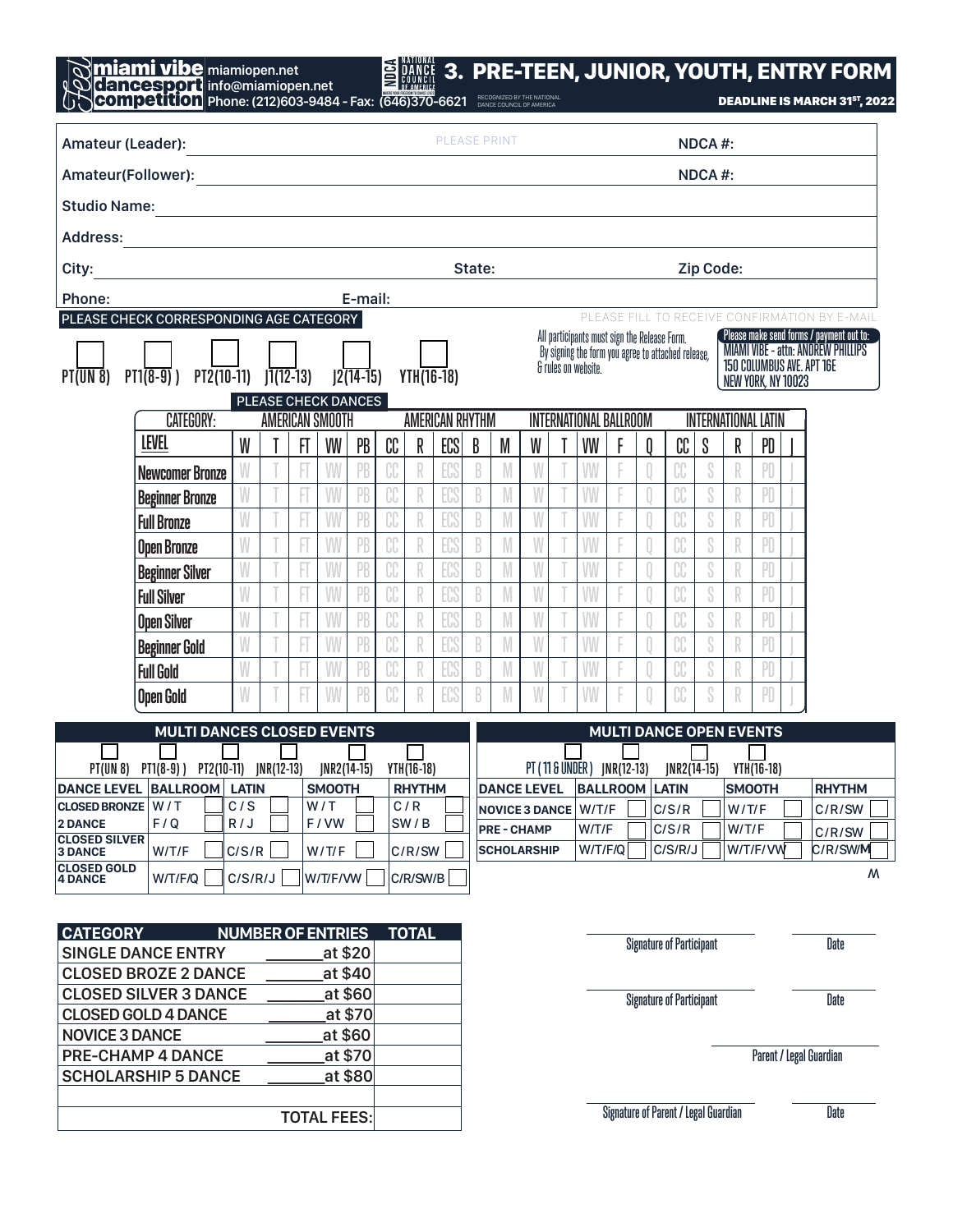# miami vibe dancesport competition

miamiopen.net
info@miamiopen.net
Phone: (212)603-9484 - Fax: (646)370-6621

NDCA NATIONAL DANCE COUNCIL OF AMERICA — RECOGNIZED BY THE NATIONAL DANCE COUNCIL OF AMERICA

## 3. PRE-TEEN, JUNIOR, YOUTH, ENTRY FORM

**DEADLINE IS MARCH 31ST, 2022**

PLEASE PRINT

Amateur (Leader): ____________________ NDCA #: ________

Amateur(Follower): ____________________ NDCA #: ________

Studio Name: ____________________

Address: ____________________

City: ____________________ State: ________ Zip Code: ________

Phone: ____________________ E-mail: ____________________

PLEASE FILL TO RECEIVE CONFIRMATION BY E-MAIL

PLEASE CHECK CORRESPONDING AGE CATEGORY

☐ PT(UN 8) ☐ PT1(8-9) ) ☐ PT2(10-11) ☐ J1(12-13) ☐ J2(14-15) ☐ YTH(16-18)

All participants must sign the Release Form. By signing the form you agree to attached release, & rules on website.

Please make send forms / payment out to:
MIAMI VIBE - attn: ANDREW PHILLIPS
150 COLUMBUS AVE. APT 16E
NEW YORK, NY 10023

PLEASE CHECK DANCES

| CATEGORY: | AMERICAN SMOOTH | | | | | AMERICAN RHYTHM | | | | | INTERNATIONAL BALLROOM | | | | | INTERNATIONAL LATIN | | | | |
|---|---|---|---|---|---|---|---|---|---|---|---|---|---|---|---|---|---|---|---|---|
| LEVEL | W | T | FT | VW | PB | CC | R | ECS | B | M | W | T | VW | F | Q | CC | S | R | PD | J |
| Newcomer Bronze | W | T | FT | VW | PB | CC | R | ECS | B | M | W | T | VW | F | Q | CC | S | R | PD | J |
| Beginner Bronze | W | T | FT | VW | PB | CC | R | ECS | B | M | W | T | VW | F | Q | CC | S | R | PD | J |
| Full Bronze | W | T | FT | VW | PB | CC | R | ECS | B | M | W | T | VW | F | Q | CC | S | R | PD | J |
| Open Bronze | W | T | FT | VW | PB | CC | R | ECS | B | M | W | T | VW | F | Q | CC | S | R | PD | J |
| Beginner Silver | W | T | FT | VW | PB | CC | R | ECS | B | M | W | T | VW | F | Q | CC | S | R | PD | J |
| Full Silver | W | T | FT | VW | PB | CC | R | ECS | B | M | W | T | VW | F | Q | CC | S | R | PD | J |
| Open Silver | W | T | FT | VW | PB | CC | R | ECS | B | M | W | T | VW | F | Q | CC | S | R | PD | J |
| Beginner Gold | W | T | FT | VW | PB | CC | R | ECS | B | M | W | T | VW | F | Q | CC | S | R | PD | J |
| Full Gold | W | T | FT | VW | PB | CC | R | ECS | B | M | W | T | VW | F | Q | CC | S | R | PD | J |
| Open Gold | W | T | FT | VW | PB | CC | R | ECS | B | M | W | T | VW | F | Q | CC | S | R | PD | J |

### MULTI DANCES CLOSED EVENTS

☐ PT(UN 8) ☐ PT1(8-9) ) ☐ PT2(10-11) ☐ JNR(12-13) ☐ JNR2(14-15) ☐ YTH(16-18)

| DANCE LEVEL | BALLROOM | | LATIN | | SMOOTH | | RHYTHM | |
|---|---|---|---|---|---|---|---|---|
| CLOSED BRONZE 2 DANCE | W / T<br>F / Q | ☐ | C / S<br>R / J | ☐ | W / T<br>F / VW | ☐ | C / R<br>SW / B | ☐ |
| CLOSED SILVER 3 DANCE | W/T/F | ☐ | C/S/R | ☐ | W/T/F | ☐ | C/R/SW | ☐ |
| CLOSED GOLD 4 DANCE | W/T/F/Q | ☐ | C/S/R/J | ☐ | W/T/F/VW | ☐ | C/R/SW/B | ☐ |

### MULTI DANCE OPEN EVENTS

☐ PT ( 11 & UNDER ) ☐ JNR(12-13) ☐ JNR2(14-15) ☐ YTH(16-18)

| DANCE LEVEL | BALLROOM | | LATIN | | SMOOTH | | RHYTHM | |
|---|---|---|---|---|---|---|---|---|
| NOVICE 3 DANCE | W/T/F | ☐ | C/S/R | ☐ | W/T/F | ☐ | C/R/SW | ☐ |
| PRE - CHAMP | W/T/F | ☐ | C/S/R | ☐ | W/T/F | ☐ | C/R/SW | ☐ |
| SCHOLARSHIP | W/T/F/Q | ☐ | C/S/R/J | ☐ | W/T/F/VW | ☐ | C/R/SW/M | ☐ |

M

| CATEGORY | NUMBER OF ENTRIES | TOTAL |
|---|---|---|
| SINGLE DANCE ENTRY | _______at $20 | |
| CLOSED BROZE 2 DANCE | _______at $40 | |
| CLOSED SILVER 3 DANCE | _______at $60 | |
| CLOSED GOLD 4 DANCE | _______at $70 | |
| NOVICE 3 DANCE | _______at $60 | |
| PRE-CHAMP 4 DANCE | _______at $70 | |
| SCHOLARSHIP 5 DANCE | _______at $80 | |
| | | |
| | TOTAL FEES: | |

____________________ Signature of Participant ________ Date

____________________ Signature of Participant ________ Date

____________________ Parent / Legal Guardian

____________________ Signature of Parent / Legal Guardian ________ Date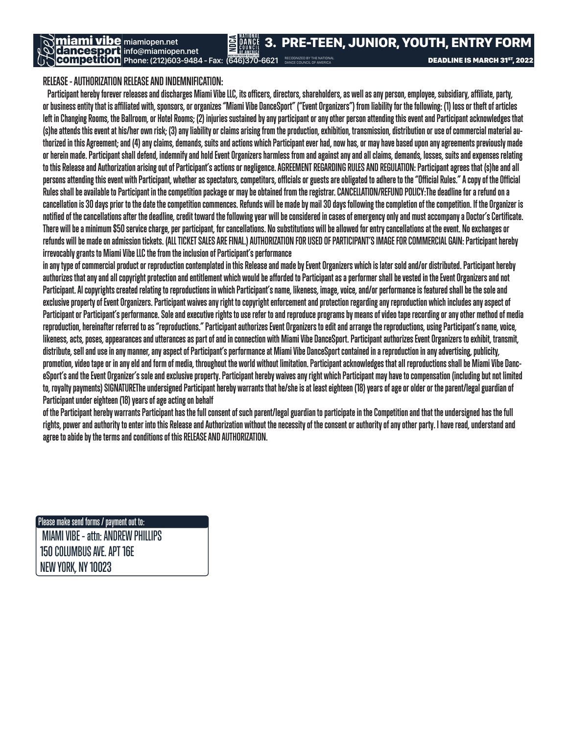# 3. PRE-TEEN, JUNIOR, YOUTH, ENTRY FORM

**DEADLINE IS MARCH 31ST, 2022**

## RELEASE - AUTHORIZATION RELEASE AND INDEMNIFICATION:

Participant hereby forever releases and discharges Miami Vibe LLC, its officers, directors, shareholders, as well as any person, employee, subsidiary, affiliate, party, or business entity that is affiliated with, sponsors, or organizes "Miami Vibe DanceSport" ("Event Organizers") from liability for the following: (1) loss or theft of articles left in Changing Rooms, the Ballroom, or Hotel Rooms; (2) injuries sustained by any participant or any other person attending this event and Participant acknowledges that (s)he attends this event at his/her own risk; (3) any liability or claims arising from the production, exhibition, transmission, distribution or use of commercial material authorized in this Agreement; and (4) any claims, demands, suits and actions which Participant ever had, now has, or may have based upon any agreements previously made or herein made. Participant shall defend, indemnify and hold Event Organizers harmless from and against any and all claims, demands, losses, suits and expenses relating to this Release and Authorization arising out of Participant's actions or negligence. AGREEMENT REGARDING RULES AND REGULATION: Participant agrees that (s)he and all persons attending this event with Participant, whether as spectators, competitors, offlcials or guests are obligated to adhere to the "Official Rules." A copy of the Official Rules shall be available to Participant in the competition package or may be obtained from the registrar. CANCELLATION/REFUND POLICY:The deadline for a refund on a cancellation is 30 days prior to the date the competition commences. Refunds will be made by mail 30 days following the completion of the competition. If the Organizer is notified of the cancellations after the deadline, credit toward the following year will be considered in cases of emergency only and must accompany a Doctor's Certificate. There will be a minimum $50 service charge, per participant, for cancellations. No substitutions will be allowed for entry cancellations at the event. No exchanges or refunds will be made on admission tickets. (ALL TICKET SALES ARE FINAL.) AUTHORIZATION FOR USED OF PARTICIPANT'S IMAGE FOR COMMERCIAL GAIN: Participant hereby irrevocably grants to Miami Vibe LLC the from the inclusion of Participant's performance
in any type of commercial product or reproduction contemplated in this Release and made by Event Organizers which is later sold and/or distributed. Participant hereby authorizes that any and all copyright protection and entitlement which would be afforded to Participant as a performer shall be vested in the Event Organizers and not Participant. Al copyrights created relating to reproductions in which Participant's name, likeness, image, voice, and/or performance is featured shall be the sole and exclusive property of Event Organizers. Participant waives any right to copyright enforcement and protection regarding any reproduction which includes any aspect of Participant or Participant's performance. Sole and executive rights to use refer to and reproduce programs by means of video tape recording or any other method of media reproduction, hereinafter referred to as "reproductions." Participant authorizes Event Organizers to edit and arrange the reproductions, using Participant's name, voice, likeness, acts, poses, appearances and utterances as part of and in connection with Miami Vibe DanceSport. Participant authorizes Event Organizers to exhibit, transmit, distribute, sell and use in any manner, any aspect of Participant's performance at Miami Vibe DanceSport contained in a reproduction in any advertising, publicity, promotion, video tape or in any eld and form of media, throughout the world without limitation. Participant acknowledges that all reproductions shall be Miami Vibe DanceSport's and the Event Organizer's sole and exclusive property. Participant hereby waives any right which Participant may have to compensation (including but not limited to, royalty payments) SIGNATUREThe undersigned Participant hereby warrants that he/she is at least eighteen (18) years of age or older or the parent/legal guardian of Participant under eighteen (18) years of age acting on behalf
of the Participant hereby warrants Participant has the full consent of such parent/legal guardian to participate in the Competition and that the undersigned has the full rights, power and authority to enter into this Release and Authorization without the necessity of the consent or authority of any other party. I have read, understand and agree to abide by the terms and conditions of this RELEASE AND AUTHORIZATION.

**Please make send forms / payment out to:**

MIAMI VIBE - attn: ANDREW PHILLIPS
150 COLUMBUS AVE. APT 16E
NEW YORK, NY 10023